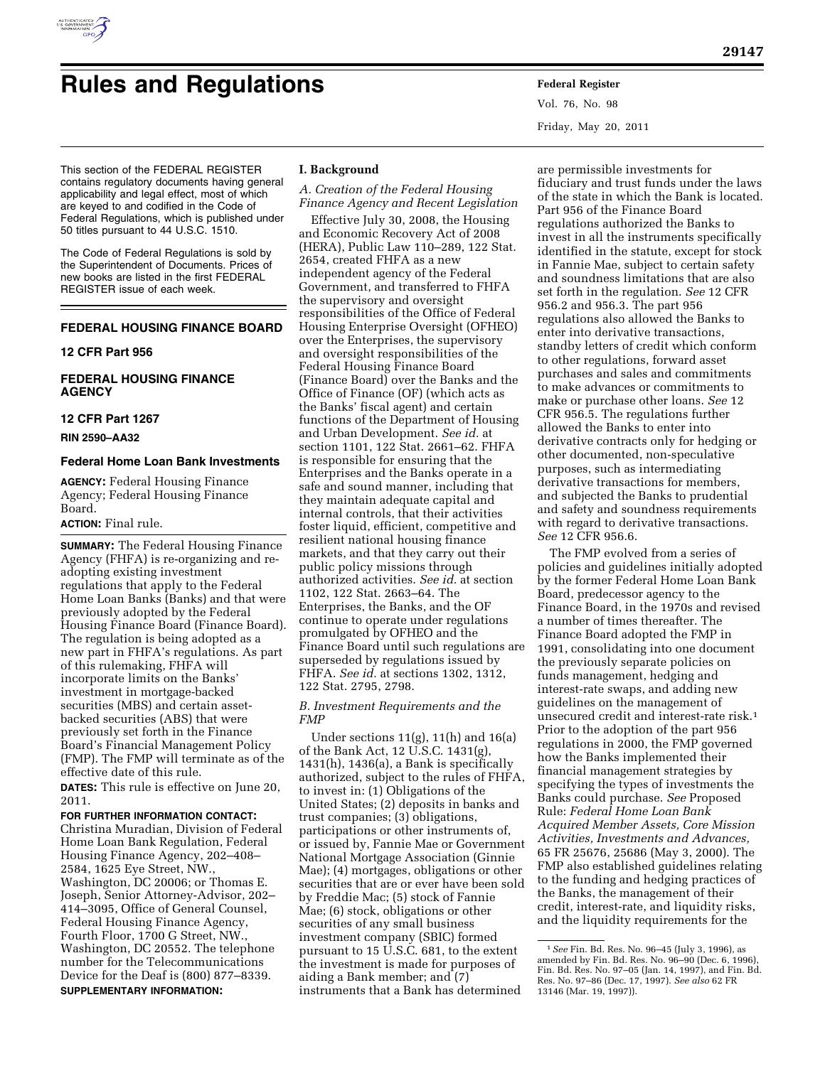# Rules and Regulations

This section of the FEDERAL REGISTER contains regulatory documents having general applicability and legal effect, most of which are keyed to and codified in the Code of Federal Regulations, which is published under 50 titles pursuant to 44 U.S.C. 1510.

The Code of Federal Regulations is sold by the Superintendent of Documents. Prices of new books are listed in the first FEDERAL REGISTER issue of each week.

## FEDERAL HOUSING FINANCE BOARD

### 12 CFR Part 956

## FEDERAL HOUSING FINANCE AGENCY

### 12 CFR Part 1267

**RIN 2590–AA32**

### Federal Home Loan Bank Investments

**AGENCY:** Federal Housing Finance Agency; Federal Housing Finance Board.

**ACTION:** Final rule.

**SUMMARY:** The Federal Housing Finance Agency (FHFA) is re-organizing and re-adopting existing investment regulations that apply to the Federal Home Loan Banks (Banks) and that were previously adopted by the Federal Housing Finance Board (Finance Board). The regulation is being adopted as a new part in FHFA's regulations. As part of this rulemaking, FHFA will incorporate limits on the Banks' investment in mortgage-backed securities (MBS) and certain asset-backed securities (ABS) that were previously set forth in the Finance Board's Financial Management Policy (FMP). The FMP will terminate as of the effective date of this rule.

**DATES:** This rule is effective on June 20, 2011.

**FOR FURTHER INFORMATION CONTACT:** Christina Muradian, Division of Federal Home Loan Bank Regulation, Federal Housing Finance Agency, 202–408–2584, 1625 Eye Street, NW., Washington, DC 20006; or Thomas E. Joseph, Senior Attorney-Advisor, 202–414–3095, Office of General Counsel, Federal Housing Finance Agency, Fourth Floor, 1700 G Street, NW., Washington, DC 20552. The telephone number for the Telecommunications Device for the Deaf is (800) 877–8339.

**SUPPLEMENTARY INFORMATION:**

## I. Background

### *A. Creation of the Federal Housing Finance Agency and Recent Legislation*

Effective July 30, 2008, the Housing and Economic Recovery Act of 2008 (HERA), Public Law 110–289, 122 Stat. 2654, created FHFA as a new independent agency of the Federal Government, and transferred to FHFA the supervisory and oversight responsibilities of the Office of Federal Housing Enterprise Oversight (OFHEO) over the Enterprises, the supervisory and oversight responsibilities of the Federal Housing Finance Board (Finance Board) over the Banks and the Office of Finance (OF) (which acts as the Banks' fiscal agent) and certain functions of the Department of Housing and Urban Development. *See id.* at section 1101, 122 Stat. 2661–62. FHFA is responsible for ensuring that the Enterprises and the Banks operate in a safe and sound manner, including that they maintain adequate capital and internal controls, that their activities foster liquid, efficient, competitive and resilient national housing finance markets, and that they carry out their public policy missions through authorized activities. *See id.* at section 1102, 122 Stat. 2663–64. The Enterprises, the Banks, and the OF continue to operate under regulations promulgated by OFHEO and the Finance Board until such regulations are superseded by regulations issued by FHFA. *See id.* at sections 1302, 1312, 122 Stat. 2795, 2798.

### *B. Investment Requirements and the FMP*

Under sections 11(g), 11(h) and 16(a) of the Bank Act, 12 U.S.C. 1431(g), 1431(h), 1436(a), a Bank is specifically authorized, subject to the rules of FHFA, to invest in: (1) Obligations of the United States; (2) deposits in banks and trust companies; (3) obligations, participations or other instruments of, or issued by, Fannie Mae or Government National Mortgage Association (Ginnie Mae); (4) mortgages, obligations or other securities that are or ever have been sold by Freddie Mac; (5) stock of Fannie Mae; (6) stock, obligations or other securities of any small business investment company (SBIC) formed pursuant to 15 U.S.C. 681, to the extent the investment is made for purposes of aiding a Bank member; and (7) instruments that a Bank has determined are permissible investments for fiduciary and trust funds under the laws of the state in which the Bank is located. Part 956 of the Finance Board regulations authorized the Banks to invest in all the instruments specifically identified in the statute, except for stock in Fannie Mae, subject to certain safety and soundness limitations that are also set forth in the regulation. *See* 12 CFR 956.2 and 956.3. The part 956 regulations also allowed the Banks to enter into derivative transactions, standby letters of credit which conform to other regulations, forward asset purchases and sales and commitments to make advances or commitments to make or purchase other loans. *See* 12 CFR 956.5. The regulations further allowed the Banks to enter into derivative contracts only for hedging or other documented, non-speculative purposes, such as intermediating derivative transactions for members, and subjected the Banks to prudential and safety and soundness requirements with regard to derivative transactions. *See* 12 CFR 956.6.

The FMP evolved from a series of policies and guidelines initially adopted by the former Federal Home Loan Bank Board, predecessor agency to the Finance Board, in the 1970s and revised a number of times thereafter. The Finance Board adopted the FMP in 1991, consolidating into one document the previously separate policies on funds management, hedging and interest-rate swaps, and adding new guidelines on the management of unsecured credit and interest-rate risk.[1] Prior to the adoption of the part 956 regulations in 2000, the FMP governed how the Banks implemented their financial management strategies by specifying the types of investments the Banks could purchase. *See* Proposed Rule: *Federal Home Loan Bank Acquired Member Assets, Core Mission Activities, Investments and Advances,* 65 FR 25676, 25686 (May 3, 2000). The FMP also established guidelines relating to the funding and hedging practices of the Banks, the management of their credit, interest-rate, and liquidity risks, and the liquidity requirements for the

[1] *See* Fin. Bd. Res. No. 96–45 (July 3, 1996), as amended by Fin. Bd. Res. No. 96–90 (Dec. 6, 1996), Fin. Bd. Res. No. 97–05 (Jan. 14, 1997), and Fin. Bd. Res. No. 97–86 (Dec. 17, 1997). *See also* 62 FR 13146 (Mar. 19, 1997)).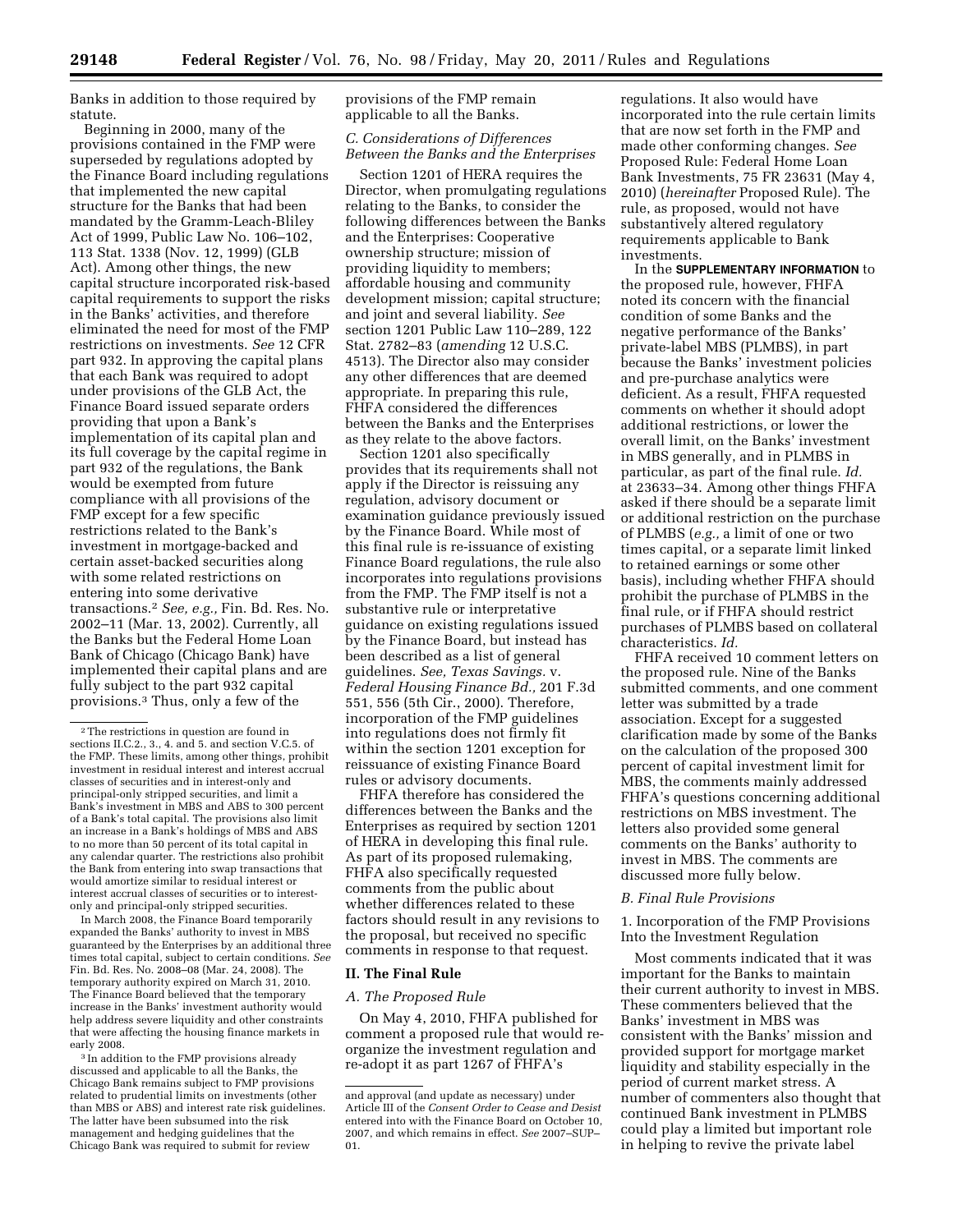Banks in addition to those required by statute.

Beginning in 2000, many of the provisions contained in the FMP were superseded by regulations adopted by the Finance Board including regulations that implemented the new capital structure for the Banks that had been mandated by the Gramm-Leach-Bliley Act of 1999, Public Law No. 106–102, 113 Stat. 1338 (Nov. 12, 1999) (GLB Act). Among other things, the new capital structure incorporated risk-based capital requirements to support the risks in the Banks' activities, and therefore eliminated the need for most of the FMP restrictions on investments. *See* 12 CFR part 932. In approving the capital plans that each Bank was required to adopt under provisions of the GLB Act, the Finance Board issued separate orders providing that upon a Bank's implementation of its capital plan and its full coverage by the capital regime in part 932 of the regulations, the Bank would be exempted from future compliance with all provisions of the FMP except for a few specific restrictions related to the Bank's investment in mortgage-backed and certain asset-backed securities along with some related restrictions on entering into some derivative transactions.[2] *See, e.g.,* Fin. Bd. Res. No. 2002–11 (Mar. 13, 2002). Currently, all the Banks but the Federal Home Loan Bank of Chicago (Chicago Bank) have implemented their capital plans and are fully subject to the part 932 capital provisions.[3] Thus, only a few of the provisions of the FMP remain applicable to all the Banks.

### *C. Considerations of Differences Between the Banks and the Enterprises*

Section 1201 of HERA requires the Director, when promulgating regulations relating to the Banks, to consider the following differences between the Banks and the Enterprises: Cooperative ownership structure; mission of providing liquidity to members; affordable housing and community development mission; capital structure; and joint and several liability. *See* section 1201 Public Law 110–289, 122 Stat. 2782–83 (*amending* 12 U.S.C. 4513). The Director also may consider any other differences that are deemed appropriate. In preparing this rule, FHFA considered the differences between the Banks and the Enterprises as they relate to the above factors.

Section 1201 also specifically provides that its requirements shall not apply if the Director is reissuing any regulation, advisory document or examination guidance previously issued by the Finance Board. While most of this final rule is re-issuance of existing Finance Board regulations, the rule also incorporates into regulations provisions from the FMP. The FMP itself is not a substantive rule or interpretative guidance on existing regulations issued by the Finance Board, but instead has been described as a list of general guidelines. *See, Texas Savings.* v. *Federal Housing Finance Bd.,* 201 F.3d 551, 556 (5th Cir., 2000). Therefore, incorporation of the FMP guidelines into regulations does not firmly fit within the section 1201 exception for reissuance of existing Finance Board rules or advisory documents.

FHFA therefore has considered the differences between the Banks and the Enterprises as required by section 1201 of HERA in developing this final rule. As part of its proposed rulemaking, FHFA also specifically requested comments from the public about whether differences related to these factors should result in any revisions to the proposal, but received no specific comments in response to that request.

## II. The Final Rule

### *A. The Proposed Rule*

On May 4, 2010, FHFA published for comment a proposed rule that would re-organize the investment regulation and re-adopt it as part 1267 of FHFA's regulations. It also would have incorporated into the rule certain limits that are now set forth in the FMP and made other conforming changes. *See* Proposed Rule: Federal Home Loan Bank Investments, 75 FR 23631 (May 4, 2010) (*hereinafter* Proposed Rule). The rule, as proposed, would not have substantively altered regulatory requirements applicable to Bank investments.

In the **SUPPLEMENTARY INFORMATION** to the proposed rule, however, FHFA noted its concern with the financial condition of some Banks and the negative performance of the Banks' private-label MBS (PLMBS), in part because the Banks' investment policies and pre-purchase analytics were deficient. As a result, FHFA requested comments on whether it should adopt additional restrictions, or lower the overall limit, on the Banks' investment in MBS generally, and in PLMBS in particular, as part of the final rule. *Id.* at 23633–34. Among other things FHFA asked if there should be a separate limit or additional restriction on the purchase of PLMBS (*e.g.,* a limit of one or two times capital, or a separate limit linked to retained earnings or some other basis), including whether FHFA should prohibit the purchase of PLMBS in the final rule, or if FHFA should restrict purchases of PLMBS based on collateral characteristics. *Id.*

FHFA received 10 comment letters on the proposed rule. Nine of the Banks submitted comments, and one comment letter was submitted by a trade association. Except for a suggested clarification made by some of the Banks on the calculation of the proposed 300 percent of capital investment limit for MBS, the comments mainly addressed FHFA's questions concerning additional restrictions on MBS investment. The letters also provided some general comments on the Banks' authority to invest in MBS. The comments are discussed more fully below.

### *B. Final Rule Provisions*

1. Incorporation of the FMP Provisions Into the Investment Regulation

Most comments indicated that it was important for the Banks to maintain their current authority to invest in MBS. These commenters believed that the Banks' investment in MBS was consistent with the Banks' mission and provided support for mortgage market liquidity and stability especially in the period of current market stress. A number of commenters also thought that continued Bank investment in PLMBS could play a limited but important role in helping to revive the private label

---

[2] The restrictions in question are found in sections II.C.2., 3., 4. and 5. and section V.C.5. of the FMP. These limits, among other things, prohibit investment in residual interest and interest accrual classes of securities and in interest-only and principal-only stripped securities, and limit a Bank's investment in MBS and ABS to 300 percent of a Bank's total capital. The provisions also limit an increase in a Bank's holdings of MBS and ABS to no more than 50 percent of its total capital in any calendar quarter. The restrictions also prohibit the Bank from entering into swap transactions that would amortize similar to residual interest or interest accrual classes of securities or to interest-only and principal-only stripped securities.

In March 2008, the Finance Board temporarily expanded the Banks' authority to invest in MBS guaranteed by the Enterprises by an additional three times total capital, subject to certain conditions. *See* Fin. Bd. Res. No. 2008–08 (Mar. 24, 2008). The temporary authority expired on March 31, 2010. The Finance Board believed that the temporary increase in the Banks' investment authority would help address severe liquidity and other constraints that were affecting the housing finance markets in early 2008.

[3] In addition to the FMP provisions already discussed and applicable to all the Banks, the Chicago Bank remains subject to FMP provisions related to prudential limits on investments (other than MBS or ABS) and interest rate risk guidelines. The latter have been subsumed into the risk management and hedging guidelines that the Chicago Bank was required to submit for review and approval (and update as necessary) under Article III of the *Consent Order to Cease and Desist* entered into with the Finance Board on October 10, 2007, and which remains in effect. *See* 2007–SUP–01.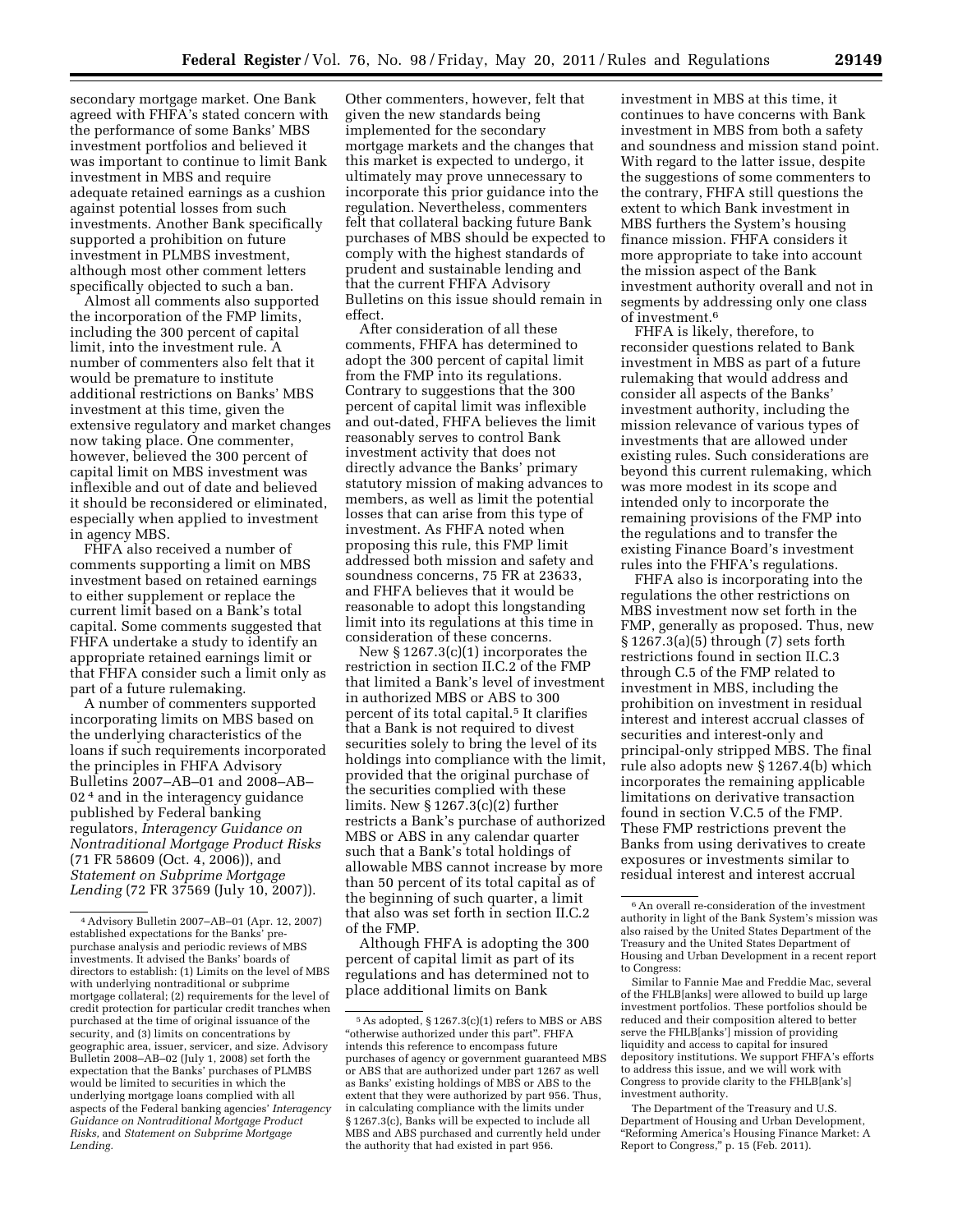secondary mortgage market. One Bank agreed with FHFA's stated concern with the performance of some Banks' MBS investment portfolios and believed it was important to continue to limit Bank investment in MBS and require adequate retained earnings as a cushion against potential losses from such investments. Another Bank specifically supported a prohibition on future investment in PLMBS investment, although most other comment letters specifically objected to such a ban.

Almost all comments also supported the incorporation of the FMP limits, including the 300 percent of capital limit, into the investment rule. A number of commenters also felt that it would be premature to institute additional restrictions on Banks' MBS investment at this time, given the extensive regulatory and market changes now taking place. One commenter, however, believed the 300 percent of capital limit on MBS investment was inflexible and out of date and believed it should be reconsidered or eliminated, especially when applied to investment in agency MBS.

FHFA also received a number of comments supporting a limit on MBS investment based on retained earnings to either supplement or replace the current limit based on a Bank's total capital. Some comments suggested that FHFA undertake a study to identify an appropriate retained earnings limit or that FHFA consider such a limit only as part of a future rulemaking.

A number of commenters supported incorporating limits on MBS based on the underlying characteristics of the loans if such requirements incorporated the principles in FHFA Advisory Bulletins 2007–AB–01 and 2008–AB–02 [4] and in the interagency guidance published by Federal banking regulators, *Interagency Guidance on Nontraditional Mortgage Product Risks* (71 FR 58609 (Oct. 4, 2006)), and *Statement on Subprime Mortgage Lending* (72 FR 37569 (July 10, 2007)). Other commenters, however, felt that given the new standards being implemented for the secondary mortgage markets and the changes that this market is expected to undergo, it ultimately may prove unnecessary to incorporate this prior guidance into the regulation. Nevertheless, commenters felt that collateral backing future Bank purchases of MBS should be expected to comply with the highest standards of prudent and sustainable lending and that the current FHFA Advisory Bulletins on this issue should remain in effect.

After consideration of all these comments, FHFA has determined to adopt the 300 percent of capital limit from the FMP into its regulations. Contrary to suggestions that the 300 percent of capital limit was inflexible and out-dated, FHFA believes the limit reasonably serves to control Bank investment activity that does not directly advance the Banks' primary statutory mission of making advances to members, as well as limit the potential losses that can arise from this type of investment. As FHFA noted when proposing this rule, this FMP limit addressed both mission and safety and soundness concerns, 75 FR at 23633, and FHFA believes that it would be reasonable to adopt this longstanding limit into its regulations at this time in consideration of these concerns.

New § 1267.3(c)(1) incorporates the restriction in section II.C.2 of the FMP that limited a Bank's level of investment in authorized MBS or ABS to 300 percent of its total capital.[5] It clarifies that a Bank is not required to divest securities solely to bring the level of its holdings into compliance with the limit, provided that the original purchase of the securities complied with these limits. New § 1267.3(c)(2) further restricts a Bank's purchase of authorized MBS or ABS in any calendar quarter such that a Bank's total holdings of allowable MBS cannot increase by more than 50 percent of its total capital as of the beginning of such quarter, a limit that also was set forth in section II.C.2 of the FMP.

Although FHFA is adopting the 300 percent of capital limit as part of its regulations and has determined not to place additional limits on Bank investment in MBS at this time, it continues to have concerns with Bank investment in MBS from both a safety and soundness and mission stand point. With regard to the latter issue, despite the suggestions of some commenters to the contrary, FHFA still questions the extent to which Bank investment in MBS furthers the System's housing finance mission. FHFA considers it more appropriate to take into account the mission aspect of the Bank investment authority overall and not in segments by addressing only one class of investment.[6]

FHFA is likely, therefore, to reconsider questions related to Bank investment in MBS as part of a future rulemaking that would address and consider all aspects of the Banks' investment authority, including the mission relevance of various types of investments that are allowed under existing rules. Such considerations are beyond this current rulemaking, which was more modest in its scope and intended only to incorporate the remaining provisions of the FMP into the regulations and to transfer the existing Finance Board's investment rules into the FHFA's regulations.

FHFA also is incorporating into the regulations the other restrictions on MBS investment now set forth in the FMP, generally as proposed. Thus, new § 1267.3(a)(5) through (7) sets forth restrictions found in section II.C.3 through C.5 of the FMP related to investment in MBS, including the prohibition on investment in residual interest and interest accrual classes of securities and interest-only and principal-only stripped MBS. The final rule also adopts new § 1267.4(b) which incorporates the remaining applicable limitations on derivative transaction found in section V.C.5 of the FMP. These FMP restrictions prevent the Banks from using derivatives to create exposures or investments similar to residual interest and interest accrual

---

[4] Advisory Bulletin 2007–AB–01 (Apr. 12, 2007) established expectations for the Banks' pre-purchase analysis and periodic reviews of MBS investments. It advised the Banks' boards of directors to establish: (1) Limits on the level of MBS with underlying nontraditional or subprime mortgage collateral; (2) requirements for the level of credit protection for particular credit tranches when purchased at the time of original issuance of the security, and (3) limits on concentrations by geographic area, issuer, servicer, and size. Advisory Bulletin 2008–AB–02 (July 1, 2008) set forth the expectation that the Banks' purchases of PLMBS would be limited to securities in which the underlying mortgage loans complied with all aspects of the Federal banking agencies' *Interagency Guidance on Nontraditional Mortgage Product Risks,* and *Statement on Subprime Mortgage Lending.*

[5] As adopted, § 1267.3(c)(1) refers to MBS or ABS "otherwise authorized under this part". FHFA intends this reference to encompass future purchases of agency or government guaranteed MBS or ABS that are authorized under part 1267 as well as Banks' existing holdings of MBS or ABS to the extent that they were authorized by part 956. Thus, in calculating compliance with the limits under § 1267.3(c), Banks will be expected to include all MBS and ABS purchased and currently held under the authority that had existed in part 956.

[6] An overall re-consideration of the investment authority in light of the Bank System's mission was also raised by the United States Department of the Treasury and the United States Department of Housing and Urban Development in a recent report to Congress:

Similar to Fannie Mae and Freddie Mac, several of the FHLB[anks] were allowed to build up large investment portfolios. These portfolios should be reduced and their composition altered to better serve the FHLB[anks'] mission of providing liquidity and access to capital for insured depository institutions. We support FHFA's efforts to address this issue, and we will work with Congress to provide clarity to the FHLB[ank's] investment authority.

The Department of the Treasury and U.S. Department of Housing and Urban Development, "Reforming America's Housing Finance Market: A Report to Congress," p. 15 (Feb. 2011).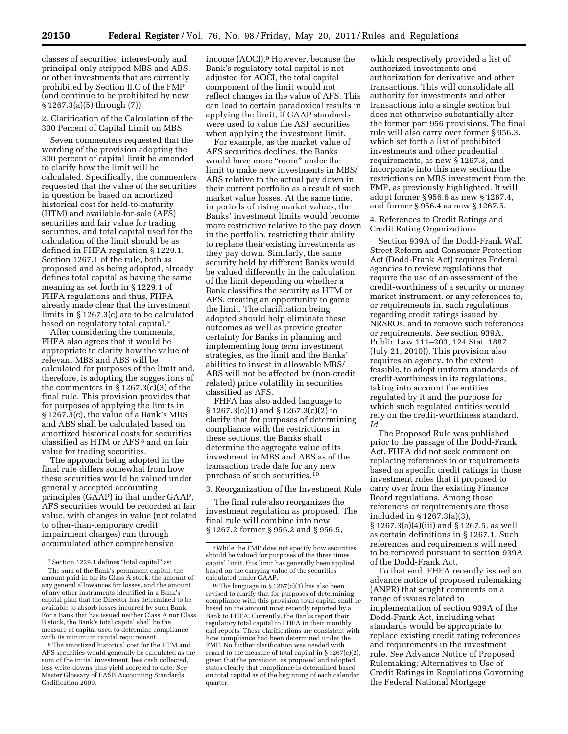classes of securities, interest-only and principal-only stripped MBS and ABS, or other investments that are currently prohibited by Section II.C of the FMP (and continue to be prohibited by new § 1267.3(a)(5) through (7)).

2. Clarification of the Calculation of the 300 Percent of Capital Limit on MBS

Seven commenters requested that the wording of the provision adopting the 300 percent of capital limit be amended to clarify how the limit will be calculated. Specifically, the commenters requested that the value of the securities in question be based on amortized historical cost for held-to-maturity (HTM) and available-for-sale (AFS) securities and fair value for trading securities, and total capital used for the calculation of the limit should be as defined in FHFA regulation § 1229.1. Section 1267.1 of the rule, both as proposed and as being adopted, already defines total capital as having the same meaning as set forth in § 1229.1 of FHFA regulations and thus, FHFA already made clear that the investment limits in § 1267.3(c) are to be calculated based on regulatory total capital.[7]

After considering the comments, FHFA also agrees that it would be appropriate to clarify how the value of relevant MBS and ABS will be calculated for purposes of the limit and, therefore, is adopting the suggestions of the commenters in § 1267.3(c)(3) of the final rule. This provision provides that for purposes of applying the limits in § 1267.3(c), the value of a Bank's MBS and ABS shall be calculated based on amortized historical costs for securities classified as HTM or AFS[8] and on fair value for trading securities.

The approach being adopted in the final rule differs somewhat from how these securities would be valued under generally accepted accounting principles (GAAP) in that under GAAP, AFS securities would be recorded at fair value, with changes in value (not related to other-than-temporary credit impairment charges) run through accumulated other comprehensive income (AOCI).[9] However, because the Bank's regulatory total capital is not adjusted for AOCI, the total capital component of the limit would not reflect changes in the value of AFS. This can lead to certain paradoxical results in applying the limit, if GAAP standards were used to value the ASF securities when applying the investment limit.

For example, as the market value of AFS securities declines, the Banks would have more "room" under the limit to make new investments in MBS/ABS relative to the actual pay down in their current portfolio as a result of such market value losses. At the same time, in periods of rising market values, the Banks' investment limits would become more restrictive relative to the pay down in the portfolio, restricting their ability to replace their existing investments as they pay down. Similarly, the same security held by different Banks would be valued differently in the calculation of the limit depending on whether a Bank classifies the security as HTM or AFS, creating an opportunity to game the limit. The clarification being adopted should help eliminate these outcomes as well as provide greater certainty for Banks in planning and implementing long term investment strategies, as the limit and the Banks' abilities to invest in allowable MBS/ABS will not be affected by (non-credit related) price volatility in securities classified as AFS.

FHFA has also added language to § 1267.3(c)(1) and § 1267.3(c)(2) to clarify that for purposes of determining compliance with the restrictions in these sections, the Banks shall determine the aggregate value of its investment in MBS and ABS as of the transaction trade date for any new purchase of such securities.[10]

3. Reorganization of the Investment Rule

The final rule also reorganizes the investment regulation as proposed. The final rule will combine into new § 1267.2 former § 956.2 and § 956.5, which respectively provided a list of authorized investments and authorization for derivative and other transactions. This will consolidate all authority for investments and other transactions into a single section but does not otherwise substantially alter the former part 956 provisions. The final rule will also carry over former § 956.3, which set forth a list of prohibited investments and other prudential requirements, as new § 1267.3, and incorporate into this new section the restrictions on MBS investment from the FMP, as previously highlighted. It will adopt former § 956.6 as new § 1267.4, and former § 956.4 as new § 1267.5.

4. References to Credit Ratings and Credit Rating Organizations

Section 939A of the Dodd-Frank Wall Street Reform and Consumer Protection Act (Dodd-Frank Act) requires Federal agencies to review regulations that require the use of an assessment of the credit-worthiness of a security or money market instrument, or any references to, or requirements in, such regulations regarding credit ratings issued by NRSROs, and to remove such references or requirements. *See* section 939A, Public Law 111–203, 124 Stat. 1887 (July 21, 2010)). This provision also requires an agency, to the extent feasible, to adopt uniform standards of credit-worthiness in its regulations, taking into account the entities regulated by it and the purpose for which such regulated entities would rely on the credit-worthiness standard. *Id.*

The Proposed Rule was published prior to the passage of the Dodd-Frank Act. FHFA did not seek comment on replacing references to or requirements based on specific credit ratings in those investment rules that it proposed to carry over from the existing Finance Board regulations. Among those references or requirements are those included in § 1267.3(a)(3), § 1267.3(a)(4)(iii) and § 1267.5, as well as certain definitions in § 1267.1. Such references and requirements will need to be removed pursuant to section 939A of the Dodd-Frank Act.

To that end, FHFA recently issued an advance notice of proposed rulemaking (ANPR) that sought comments on a range of issues related to implementation of section 939A of the Dodd-Frank Act, including what standards would be appropriate to replace existing credit rating references and requirements in the investment rule. *See* Advance Notice of Proposed Rulemaking; Alternatives to Use of Credit Ratings in Regulations Governing the Federal National Mortgage

---

[7] Section 1229.1 defines "total capital" as:

The sum of the Bank's permanent capital, the amount paid-in for its Class A stock, the amount of any general allowances for losses, and the amount of any other instruments identified in a Bank's capital plan that the Director has determined to be available to absorb losses incurred by such Bank. For a Bank that has issued neither Class A nor Class B stock, the Bank's total capital shall be the measure of capital used to determine compliance with its minimum capital requirement.

[8] The amortized historical cost for the HTM and AFS securities would generally be calculated as the sum of the initial investment, less cash collected, less write-downs plus yield accreted to date. *See* Master Glossary of FASB Accounting Standards Codification 2009.

[9] While the FMP does not specify how securities should be valued for purposes of the three times capital limit, this limit has generally been applied based on the carrying value of the securities calculated under GAAP.

[10] The language in § 1267(c)(1) has also been revised to clarify that for purposes of determining compliance with this provision total capital shall be based on the amount most recently reported by a Bank to FHFA. Currently, the Banks report their regulatory total capital to FHFA in their monthly call reports. These clarifications are consistent with how compliance had been determined under the FMP. No further clarification was needed with regard to the measure of total capital in § 1267(c)(2), given that the provision, as proposed and adopted, states clearly that compliance is determined based on total capital as of the beginning of each calendar quarter.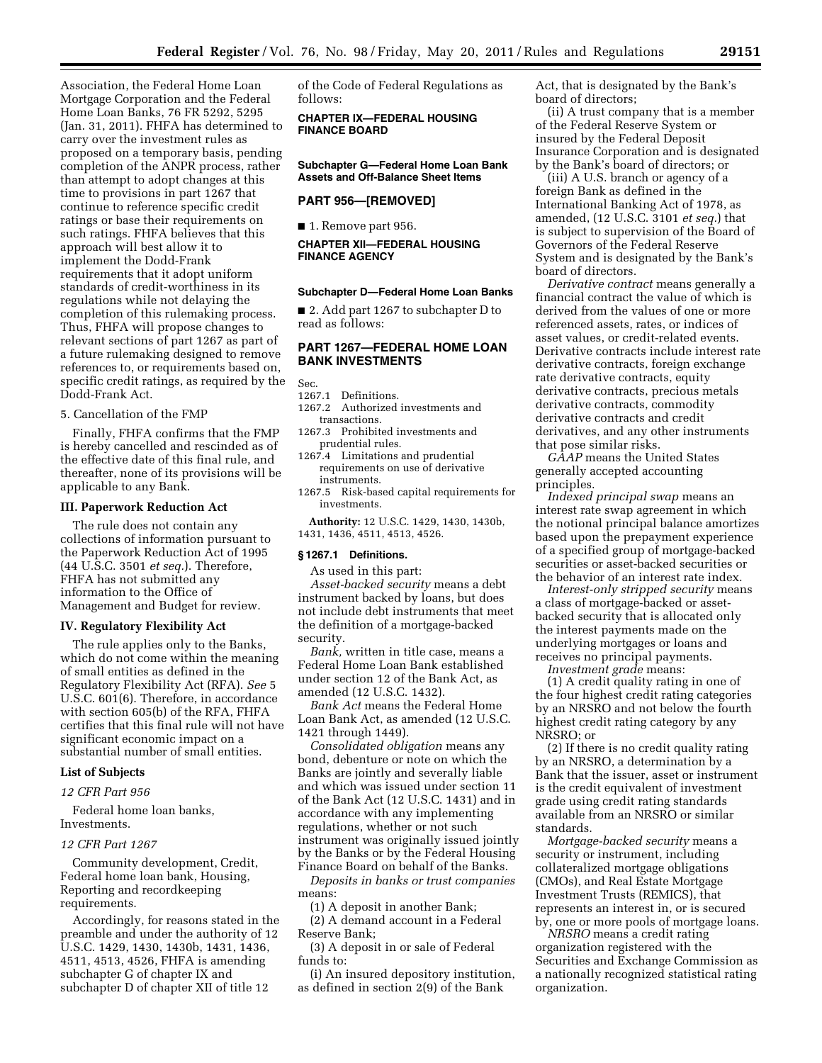Association, the Federal Home Loan Mortgage Corporation and the Federal Home Loan Banks, 76 FR 5292, 5295 (Jan. 31, 2011). FHFA has determined to carry over the investment rules as proposed on a temporary basis, pending completion of the ANPR process, rather than attempt to adopt changes at this time to provisions in part 1267 that continue to reference specific credit ratings or base their requirements on such ratings. FHFA believes that this approach will best allow it to implement the Dodd-Frank requirements that it adopt uniform standards of credit-worthiness in its regulations while not delaying the completion of this rulemaking process. Thus, FHFA will propose changes to relevant sections of part 1267 as part of a future rulemaking designed to remove references to, or requirements based on, specific credit ratings, as required by the Dodd-Frank Act.

5. Cancellation of the FMP

Finally, FHFA confirms that the FMP is hereby cancelled and rescinded as of the effective date of this final rule, and thereafter, none of its provisions will be applicable to any Bank.

### III. Paperwork Reduction Act

The rule does not contain any collections of information pursuant to the Paperwork Reduction Act of 1995 (44 U.S.C. 3501 *et seq.*). Therefore, FHFA has not submitted any information to the Office of Management and Budget for review.

### IV. Regulatory Flexibility Act

The rule applies only to the Banks, which do not come within the meaning of small entities as defined in the Regulatory Flexibility Act (RFA). *See* 5 U.S.C. 601(6). Therefore, in accordance with section 605(b) of the RFA, FHFA certifies that this final rule will not have significant economic impact on a substantial number of small entities.

### List of Subjects

*12 CFR Part 956*

Federal home loan banks, Investments.

*12 CFR Part 1267*

Community development, Credit, Federal home loan bank, Housing, Reporting and recordkeeping requirements.

Accordingly, for reasons stated in the preamble and under the authority of 12 U.S.C. 1429, 1430, 1430b, 1431, 1436, 4511, 4513, 4526, FHFA is amending subchapter G of chapter IX and subchapter D of chapter XII of title 12 of the Code of Federal Regulations as follows:

**CHAPTER IX—FEDERAL HOUSING FINANCE BOARD**

**Subchapter G—Federal Home Loan Bank Assets and Off-Balance Sheet Items**

## PART 956—[REMOVED]

■ 1. Remove part 956.

**CHAPTER XII—FEDERAL HOUSING FINANCE AGENCY**

**Subchapter D—Federal Home Loan Banks**

■ 2. Add part 1267 to subchapter D to read as follows:

## PART 1267—FEDERAL HOME LOAN BANK INVESTMENTS

Sec.
1267.1 Definitions.
1267.2 Authorized investments and transactions.
1267.3 Prohibited investments and prudential rules.
1267.4 Limitations and prudential requirements on use of derivative instruments.
1267.5 Risk-based capital requirements for investments.

**Authority:** 12 U.S.C. 1429, 1430, 1430b, 1431, 1436, 4511, 4513, 4526.

### § 1267.1 Definitions.

As used in this part:

*Asset-backed security* means a debt instrument backed by loans, but does not include debt instruments that meet the definition of a mortgage-backed security.

*Bank,* written in title case, means a Federal Home Loan Bank established under section 12 of the Bank Act, as amended (12 U.S.C. 1432).

*Bank Act* means the Federal Home Loan Bank Act, as amended (12 U.S.C. 1421 through 1449).

*Consolidated obligation* means any bond, debenture or note on which the Banks are jointly and severally liable and which was issued under section 11 of the Bank Act (12 U.S.C. 1431) and in accordance with any implementing regulations, whether or not such instrument was originally issued jointly by the Banks or by the Federal Housing Finance Board on behalf of the Banks.

*Deposits in banks or trust companies* means:

(1) A deposit in another Bank;

(2) A demand account in a Federal Reserve Bank;

(3) A deposit in or sale of Federal funds to:

(i) An insured depository institution, as defined in section 2(9) of the Bank Act, that is designated by the Bank's board of directors;

(ii) A trust company that is a member of the Federal Reserve System or insured by the Federal Deposit Insurance Corporation and is designated by the Bank's board of directors; or

(iii) A U.S. branch or agency of a foreign Bank as defined in the International Banking Act of 1978, as amended, (12 U.S.C. 3101 *et seq.*) that is subject to supervision of the Board of Governors of the Federal Reserve System and is designated by the Bank's board of directors.

*Derivative contract* means generally a financial contract the value of which is derived from the values of one or more referenced assets, rates, or indices of asset values, or credit-related events. Derivative contracts include interest rate derivative contracts, foreign exchange rate derivative contracts, equity derivative contracts, precious metals derivative contracts, commodity derivative contracts and credit derivatives, and any other instruments that pose similar risks.

*GAAP* means the United States generally accepted accounting principles.

*Indexed principal swap* means an interest rate swap agreement in which the notional principal balance amortizes based upon the prepayment experience of a specified group of mortgage-backed securities or asset-backed securities or the behavior of an interest rate index.

*Interest-only stripped security* means a class of mortgage-backed or asset-backed security that is allocated only the interest payments made on the underlying mortgages or loans and receives no principal payments.

*Investment grade* means:

(1) A credit quality rating in one of the four highest credit rating categories by an NRSRO and not below the fourth highest credit rating category by any NRSRO; or

(2) If there is no credit quality rating by an NRSRO, a determination by a Bank that the issuer, asset or instrument is the credit equivalent of investment grade using credit rating standards available from an NRSRO or similar standards.

*Mortgage-backed security* means a security or instrument, including collateralized mortgage obligations (CMOs), and Real Estate Mortgage Investment Trusts (REMICS), that represents an interest in, or is secured by, one or more pools of mortgage loans.

*NRSRO* means a credit rating organization registered with the Securities and Exchange Commission as a nationally recognized statistical rating organization.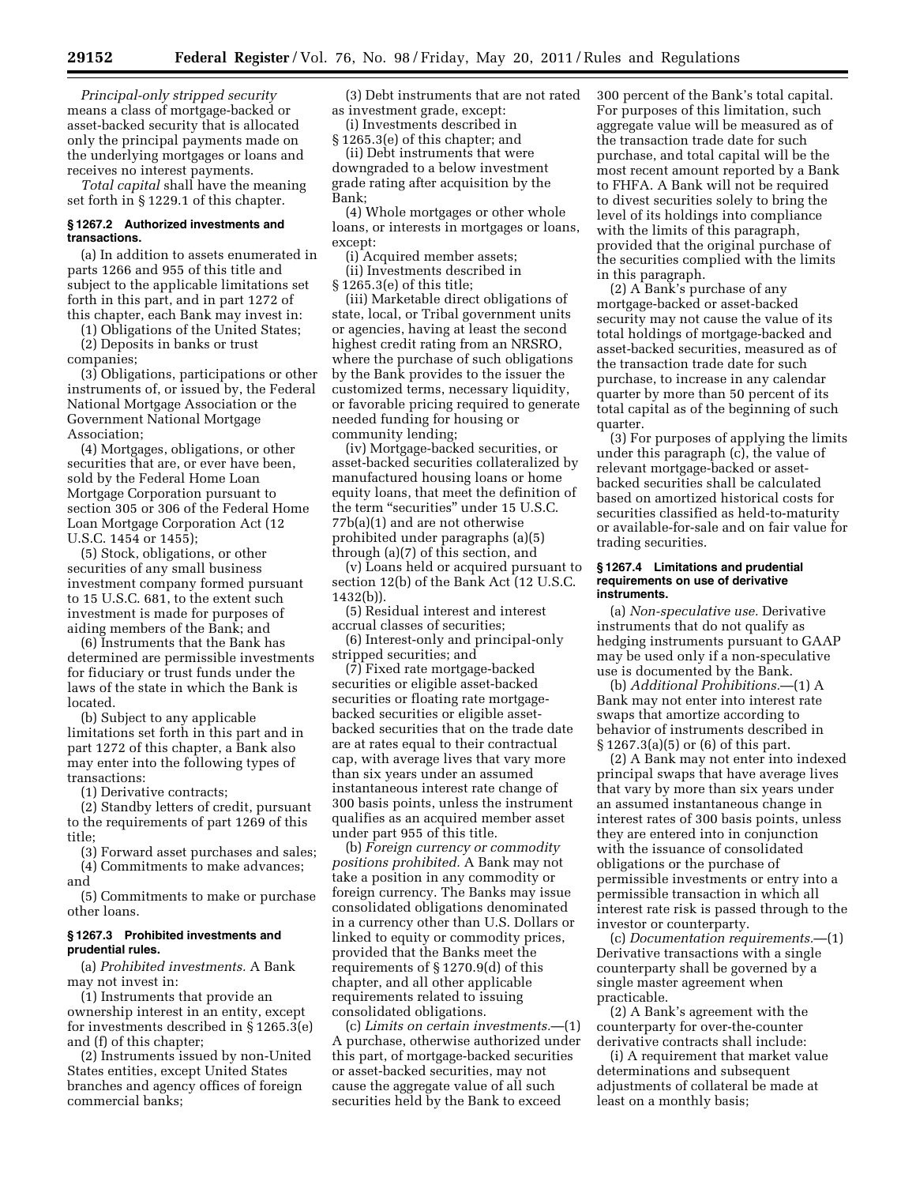*Principal-only stripped security* means a class of mortgage-backed or asset-backed security that is allocated only the principal payments made on the underlying mortgages or loans and receives no interest payments.

*Total capital* shall have the meaning set forth in § 1229.1 of this chapter.

### § 1267.2 Authorized investments and transactions.

(a) In addition to assets enumerated in parts 1266 and 955 of this title and subject to the applicable limitations set forth in this part, and in part 1272 of this chapter, each Bank may invest in:

(1) Obligations of the United States;

(2) Deposits in banks or trust companies;

(3) Obligations, participations or other instruments of, or issued by, the Federal National Mortgage Association or the Government National Mortgage Association;

(4) Mortgages, obligations, or other securities that are, or ever have been, sold by the Federal Home Loan Mortgage Corporation pursuant to section 305 or 306 of the Federal Home Loan Mortgage Corporation Act (12 U.S.C. 1454 or 1455);

(5) Stock, obligations, or other securities of any small business investment company formed pursuant to 15 U.S.C. 681, to the extent such investment is made for purposes of aiding members of the Bank; and

(6) Instruments that the Bank has determined are permissible investments for fiduciary or trust funds under the laws of the state in which the Bank is located.

(b) Subject to any applicable limitations set forth in this part and in part 1272 of this chapter, a Bank also may enter into the following types of transactions:

(1) Derivative contracts;

(2) Standby letters of credit, pursuant to the requirements of part 1269 of this title;

(3) Forward asset purchases and sales;

(4) Commitments to make advances; and

(5) Commitments to make or purchase other loans.

### § 1267.3 Prohibited investments and prudential rules.

(a) *Prohibited investments.* A Bank may not invest in:

(1) Instruments that provide an ownership interest in an entity, except for investments described in § 1265.3(e) and (f) of this chapter;

(2) Instruments issued by non-United States entities, except United States branches and agency offices of foreign commercial banks;

(3) Debt instruments that are not rated as investment grade, except:

(i) Investments described in § 1265.3(e) of this chapter; and

(ii) Debt instruments that were downgraded to a below investment grade rating after acquisition by the Bank;

(4) Whole mortgages or other whole loans, or interests in mortgages or loans, except:

(i) Acquired member assets;

(ii) Investments described in § 1265.3(e) of this title;

(iii) Marketable direct obligations of state, local, or Tribal government units or agencies, having at least the second highest credit rating from an NRSRO, where the purchase of such obligations by the Bank provides to the issuer the customized terms, necessary liquidity, or favorable pricing required to generate needed funding for housing or community lending;

(iv) Mortgage-backed securities, or asset-backed securities collateralized by manufactured housing loans or home equity loans, that meet the definition of the term "securities" under 15 U.S.C. 77b(a)(1) and are not otherwise prohibited under paragraphs (a)(5) through (a)(7) of this section, and

(v) Loans held or acquired pursuant to section 12(b) of the Bank Act (12 U.S.C. 1432(b)).

(5) Residual interest and interest accrual classes of securities;

(6) Interest-only and principal-only stripped securities; and

(7) Fixed rate mortgage-backed securities or eligible asset-backed securities or floating rate mortgage-backed securities or eligible asset-backed securities that on the trade date are at rates equal to their contractual cap, with average lives that vary more than six years under an assumed instantaneous interest rate change of 300 basis points, unless the instrument qualifies as an acquired member asset under part 955 of this title.

(b) *Foreign currency or commodity positions prohibited.* A Bank may not take a position in any commodity or foreign currency. The Banks may issue consolidated obligations denominated in a currency other than U.S. Dollars or linked to equity or commodity prices, provided that the Banks meet the requirements of § 1270.9(d) of this chapter, and all other applicable requirements related to issuing consolidated obligations.

(c) *Limits on certain investments.*—(1) A purchase, otherwise authorized under this part, of mortgage-backed securities or asset-backed securities, may not cause the aggregate value of all such securities held by the Bank to exceed 300 percent of the Bank's total capital. For purposes of this limitation, such aggregate value will be measured as of the transaction trade date for such purchase, and total capital will be the most recent amount reported by a Bank to FHFA. A Bank will not be required to divest securities solely to bring the level of its holdings into compliance with the limits of this paragraph, provided that the original purchase of the securities complied with the limits in this paragraph.

(2) A Bank's purchase of any mortgage-backed or asset-backed security may not cause the value of its total holdings of mortgage-backed and asset-backed securities, measured as of the transaction trade date for such purchase, to increase in any calendar quarter by more than 50 percent of its total capital as of the beginning of such quarter.

(3) For purposes of applying the limits under this paragraph (c), the value of relevant mortgage-backed or asset-backed securities shall be calculated based on amortized historical costs for securities classified as held-to-maturity or available-for-sale and on fair value for trading securities.

### § 1267.4 Limitations and prudential requirements on use of derivative instruments.

(a) *Non-speculative use.* Derivative instruments that do not qualify as hedging instruments pursuant to GAAP may be used only if a non-speculative use is documented by the Bank.

(b) *Additional Prohibitions.*—(1) A Bank may not enter into interest rate swaps that amortize according to behavior of instruments described in § 1267.3(a)(5) or (6) of this part.

(2) A Bank may not enter into indexed principal swaps that have average lives that vary by more than six years under an assumed instantaneous change in interest rates of 300 basis points, unless they are entered into in conjunction with the issuance of consolidated obligations or the purchase of permissible investments or entry into a permissible transaction in which all interest rate risk is passed through to the investor or counterparty.

(c) *Documentation requirements.*—(1) Derivative transactions with a single counterparty shall be governed by a single master agreement when practicable.

(2) A Bank's agreement with the counterparty for over-the-counter derivative contracts shall include:

(i) A requirement that market value determinations and subsequent adjustments of collateral be made at least on a monthly basis;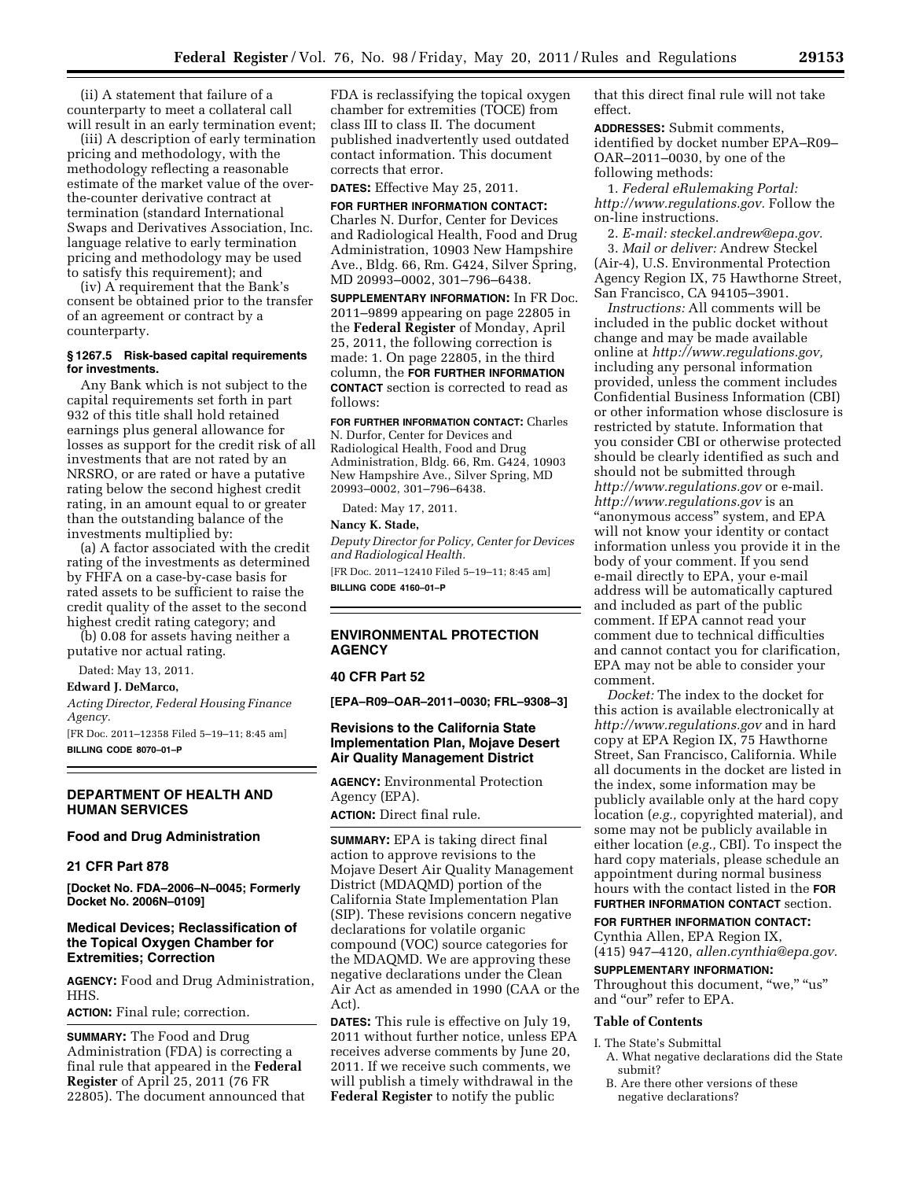(ii) A statement that failure of a counterparty to meet a collateral call will result in an early termination event;

(iii) A description of early termination pricing and methodology, with the methodology reflecting a reasonable estimate of the market value of the over-the-counter derivative contract at termination (standard International Swaps and Derivatives Association, Inc. language relative to early termination pricing and methodology may be used to satisfy this requirement); and

(iv) A requirement that the Bank's consent be obtained prior to the transfer of an agreement or contract by a counterparty.

#### § 1267.5 Risk-based capital requirements for investments.

Any Bank which is not subject to the capital requirements set forth in part 932 of this title shall hold retained earnings plus general allowance for losses as support for the credit risk of all investments that are not rated by an NRSRO, or are rated or have a putative rating below the second highest credit rating, in an amount equal to or greater than the outstanding balance of the investments multiplied by:

(a) A factor associated with the credit rating of the investments as determined by FHFA on a case-by-case basis for rated assets to be sufficient to raise the credit quality of the asset to the second highest credit rating category; and

(b) 0.08 for assets having neither a putative nor actual rating.

Dated: May 13, 2011.

**Edward J. DeMarco,**

*Acting Director, Federal Housing Finance Agency.*

[FR Doc. 2011–12358 Filed 5–19–11; 8:45 am]

**BILLING CODE 8070–01–P**

---

## DEPARTMENT OF HEALTH AND HUMAN SERVICES

### Food and Drug Administration

### 21 CFR Part 878

**[Docket No. FDA–2006–N–0045; Formerly Docket No. 2006N–0109]**

### Medical Devices; Reclassification of the Topical Oxygen Chamber for Extremities; Correction

**AGENCY:** Food and Drug Administration, HHS.

**ACTION:** Final rule; correction.

**SUMMARY:** The Food and Drug Administration (FDA) is correcting a final rule that appeared in the **Federal Register** of April 25, 2011 (76 FR 22805). The document announced that FDA is reclassifying the topical oxygen chamber for extremities (TOCE) from class III to class II. The document published inadvertently used outdated contact information. This document corrects that error.

**DATES:** Effective May 25, 2011.

**FOR FURTHER INFORMATION CONTACT:** Charles N. Durfor, Center for Devices and Radiological Health, Food and Drug Administration, 10903 New Hampshire Ave., Bldg. 66, Rm. G424, Silver Spring, MD 20993–0002, 301–796–6438.

**SUPPLEMENTARY INFORMATION:** In FR Doc. 2011–9899 appearing on page 22805 in the **Federal Register** of Monday, April 25, 2011, the following correction is made: 1. On page 22805, in the third column, the **FOR FURTHER INFORMATION CONTACT** section is corrected to read as follows:

**FOR FURTHER INFORMATION CONTACT:** Charles N. Durfor, Center for Devices and Radiological Health, Food and Drug Administration, Bldg. 66, Rm. G424, 10903 New Hampshire Ave., Silver Spring, MD 20993–0002, 301–796–6438.

Dated: May 17, 2011.

**Nancy K. Stade,**

*Deputy Director for Policy, Center for Devices and Radiological Health.*

[FR Doc. 2011–12410 Filed 5–19–11; 8:45 am]

**BILLING CODE 4160–01–P**

---

## ENVIRONMENTAL PROTECTION AGENCY

### 40 CFR Part 52

**[EPA–R09–OAR–2011–0030; FRL–9308–3]**

### Revisions to the California State Implementation Plan, Mojave Desert Air Quality Management District

**AGENCY:** Environmental Protection Agency (EPA).

**ACTION:** Direct final rule.

**SUMMARY:** EPA is taking direct final action to approve revisions to the Mojave Desert Air Quality Management District (MDAQMD) portion of the California State Implementation Plan (SIP). These revisions concern negative declarations for volatile organic compound (VOC) source categories for the MDAQMD. We are approving these negative declarations under the Clean Air Act as amended in 1990 (CAA or the Act).

**DATES:** This rule is effective on July 19, 2011 without further notice, unless EPA receives adverse comments by June 20, 2011. If we receive such comments, we will publish a timely withdrawal in the **Federal Register** to notify the public that this direct final rule will not take effect.

**ADDRESSES:** Submit comments, identified by docket number EPA–R09–OAR–2011–0030, by one of the following methods:

1. *Federal eRulemaking Portal: http://www.regulations.gov.* Follow the on-line instructions.

2. *E-mail: steckel.andrew@epa.gov.*

3. *Mail or deliver:* Andrew Steckel (Air-4), U.S. Environmental Protection Agency Region IX, 75 Hawthorne Street, San Francisco, CA 94105–3901.

*Instructions:* All comments will be included in the public docket without change and may be made available online at *http://www.regulations.gov,* including any personal information provided, unless the comment includes Confidential Business Information (CBI) or other information whose disclosure is restricted by statute. Information that you consider CBI or otherwise protected should be clearly identified as such and should not be submitted through *http://www.regulations.gov* or e-mail. *http://www.regulations.gov* is an "anonymous access" system, and EPA will not know your identity or contact information unless you provide it in the body of your comment. If you send e-mail directly to EPA, your e-mail address will be automatically captured and included as part of the public comment. If EPA cannot read your comment due to technical difficulties and cannot contact you for clarification, EPA may not be able to consider your comment.

*Docket:* The index to the docket for this action is available electronically at *http://www.regulations.gov* and in hard copy at EPA Region IX, 75 Hawthorne Street, San Francisco, California. While all documents in the docket are listed in the index, some information may be publicly available only at the hard copy location (*e.g.,* copyrighted material), and some may not be publicly available in either location (*e.g.,* CBI). To inspect the hard copy materials, please schedule an appointment during normal business hours with the contact listed in the **FOR FURTHER INFORMATION CONTACT** section.

**FOR FURTHER INFORMATION CONTACT:** Cynthia Allen, EPA Region IX, (415) 947–4120, *allen.cynthia@epa.gov.*

**SUPPLEMENTARY INFORMATION:** Throughout this document, "we," "us" and "our" refer to EPA.

**Table of Contents**

I. The State's Submittal
  A. What negative declarations did the State submit?
  B. Are there other versions of these negative declarations?